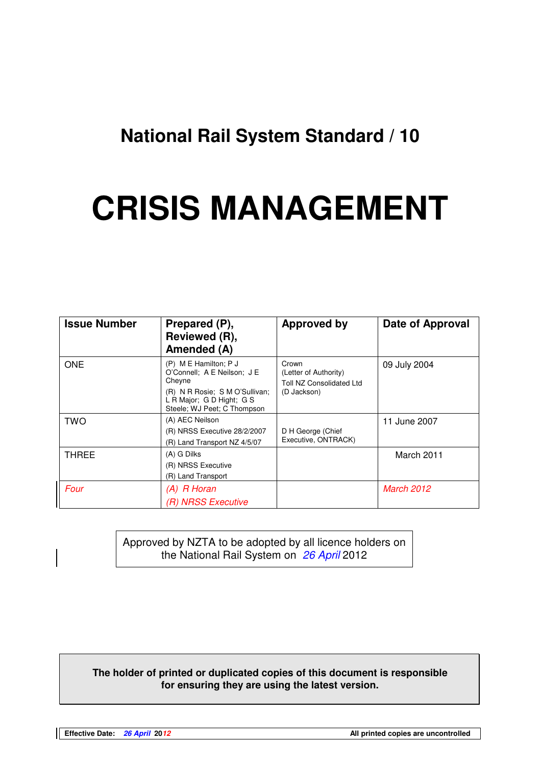# National Rail System Standard / 10

# CRISIS MANAGEMENT

| Issue Number | Prepared (P), Reviewed (R), Amended (A) | Approved by | Date of Approval |
|---|---|---|---|
| ONE | (P) M E Hamilton; P J O'Connell; A E Neilson; J E Cheyne<br>(R) N R Rosie; S M O'Sullivan; L R Major; G D Hight; G S Steele; WJ Peet; C Thompson | Crown (Letter of Authority)<br>Toll NZ Consolidated Ltd (D Jackson) | 09 July 2004 |
| TWO | (A) AEC Neilson<br>(R) NRSS Executive 28/2/2007<br>(R) Land Transport NZ 4/5/07 | D H George (Chief Executive, ONTRACK) | 11 June 2007 |
| THREE | (A) G Dilks<br>(R) NRSS Executive<br>(R) Land Transport | | March 2011 |
| *Four* | *(A) R Horan*<br>*(R) NRSS Executive* | | *March 2012* |

Approved by NZTA to be adopted by all licence holders on the National Rail System on *26 April* 2012

**The holder of printed or duplicated copies of this document is responsible for ensuring they are using the latest version.**

**Effective Date:** ***26 April* 2012** **All printed copies are uncontrolled**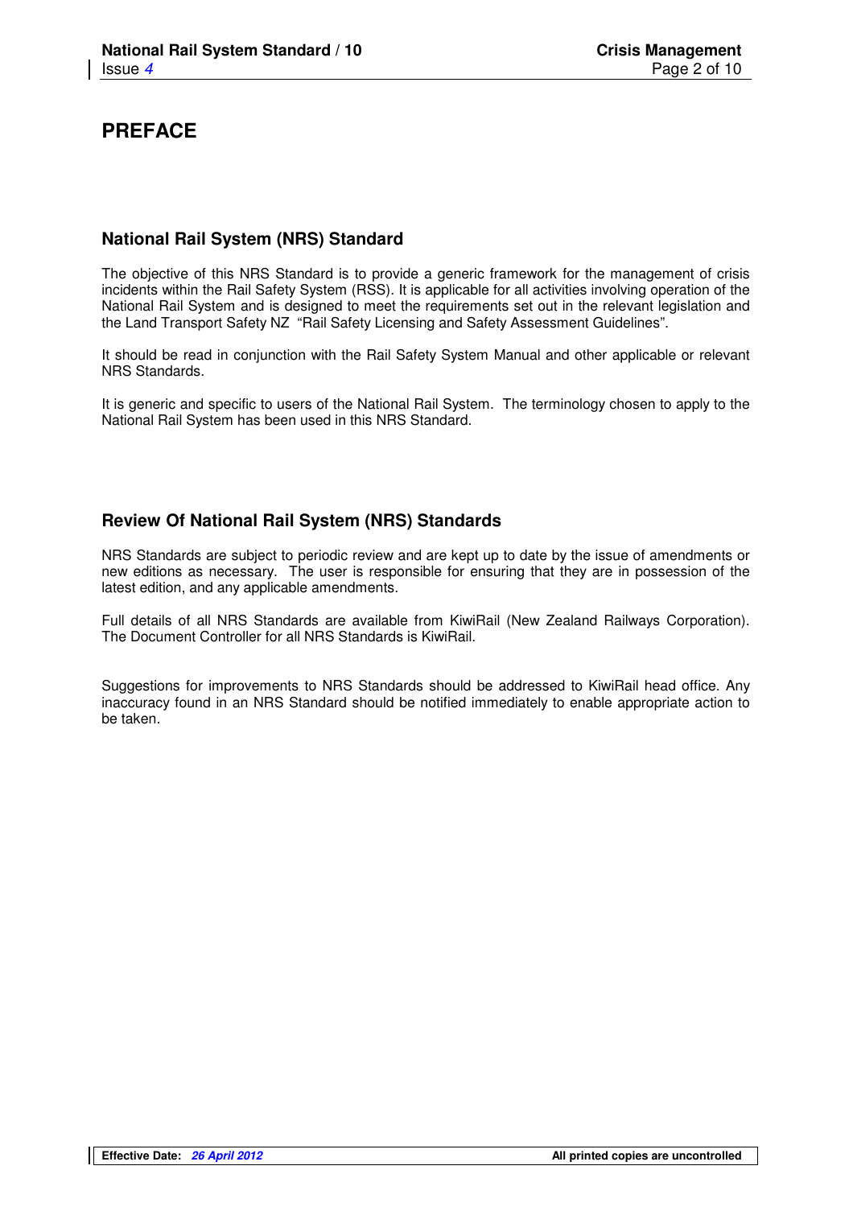# PREFACE

## National Rail System (NRS) Standard

The objective of this NRS Standard is to provide a generic framework for the management of crisis incidents within the Rail Safety System (RSS). It is applicable for all activities involving operation of the National Rail System and is designed to meet the requirements set out in the relevant legislation and the Land Transport Safety NZ "Rail Safety Licensing and Safety Assessment Guidelines".

It should be read in conjunction with the Rail Safety System Manual and other applicable or relevant NRS Standards.

It is generic and specific to users of the National Rail System. The terminology chosen to apply to the National Rail System has been used in this NRS Standard.

## Review Of National Rail System (NRS) Standards

NRS Standards are subject to periodic review and are kept up to date by the issue of amendments or new editions as necessary. The user is responsible for ensuring that they are in possession of the latest edition, and any applicable amendments.

Full details of all NRS Standards are available from KiwiRail (New Zealand Railways Corporation). The Document Controller for all NRS Standards is KiwiRail.

Suggestions for improvements to NRS Standards should be addressed to KiwiRail head office. Any inaccuracy found in an NRS Standard should be notified immediately to enable appropriate action to be taken.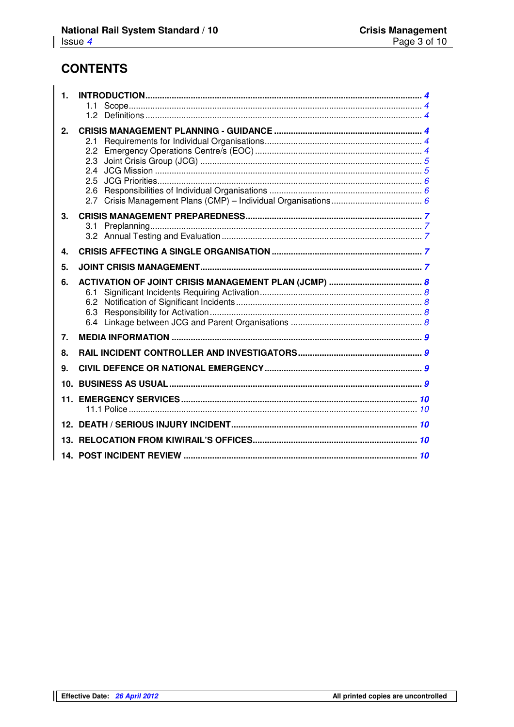# CONTENTS

1. **INTRODUCTION** ..... 4
   - 1.1 Scope ..... 4
   - 1.2 Definitions ..... 4
2. **CRISIS MANAGEMENT PLANNING - GUIDANCE** ..... 4
   - 2.1 Requirements for Individual Organisations ..... 4
   - 2.2 Emergency Operations Centre/s (EOC) ..... 4
   - 2.3 Joint Crisis Group (JCG) ..... 5
   - 2.4 JCG Mission ..... 5
   - 2.5 JCG Priorities ..... 6
   - 2.6 Responsibilities of Individual Organisations ..... 6
   - 2.7 Crisis Management Plans (CMP) – Individual Organisations ..... 6
3. **CRISIS MANAGEMENT PREPAREDNESS** ..... 7
   - 3.1 Preplanning ..... 7
   - 3.2 Annual Testing and Evaluation ..... 7
4. **CRISIS AFFECTING A SINGLE ORGANISATION** ..... 7
5. **JOINT CRISIS MANAGEMENT** ..... 7
6. **ACTIVATION OF JOINT CRISIS MANAGEMENT PLAN (JCMP)** ..... 8
   - 6.1 Significant Incidents Requiring Activation ..... 8
   - 6.2 Notification of Significant Incidents ..... 8
   - 6.3 Responsibility for Activation ..... 8
   - 6.4 Linkage between JCG and Parent Organisations ..... 8
7. **MEDIA INFORMATION** ..... 9
8. **RAIL INCIDENT CONTROLLER AND INVESTIGATORS** ..... 9
9. **CIVIL DEFENCE OR NATIONAL EMERGENCY** ..... 9
10. **BUSINESS AS USUAL** ..... 9
11. **EMERGENCY SERVICES** ..... 10
    - 11.1 Police ..... 10
12. **DEATH / SERIOUS INJURY INCIDENT** ..... 10
13. **RELOCATION FROM KIWIRAIL'S OFFICES** ..... 10
14. **POST INCIDENT REVIEW** ..... 10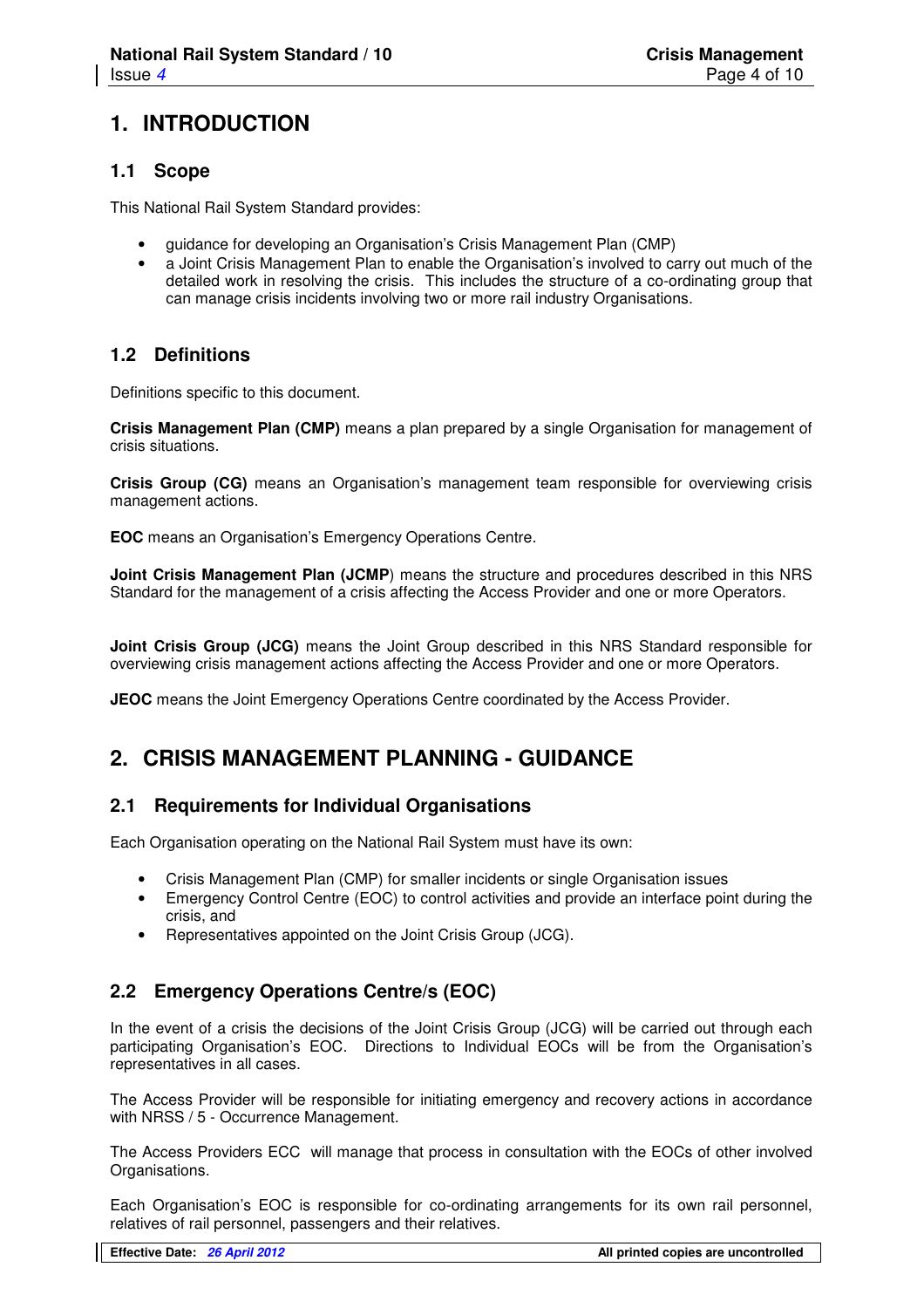# 1. INTRODUCTION

## 1.1 Scope

This National Rail System Standard provides:

- guidance for developing an Organisation's Crisis Management Plan (CMP)
- a Joint Crisis Management Plan to enable the Organisation's involved to carry out much of the detailed work in resolving the crisis. This includes the structure of a co-ordinating group that can manage crisis incidents involving two or more rail industry Organisations.

## 1.2 Definitions

Definitions specific to this document.

**Crisis Management Plan (CMP)** means a plan prepared by a single Organisation for management of crisis situations.

**Crisis Group (CG)** means an Organisation's management team responsible for overviewing crisis management actions.

**EOC** means an Organisation's Emergency Operations Centre.

**Joint Crisis Management Plan (JCMP**) means the structure and procedures described in this NRS Standard for the management of a crisis affecting the Access Provider and one or more Operators.

**Joint Crisis Group (JCG)** means the Joint Group described in this NRS Standard responsible for overviewing crisis management actions affecting the Access Provider and one or more Operators.

**JEOC** means the Joint Emergency Operations Centre coordinated by the Access Provider.

# 2. CRISIS MANAGEMENT PLANNING - GUIDANCE

## 2.1 Requirements for Individual Organisations

Each Organisation operating on the National Rail System must have its own:

- Crisis Management Plan (CMP) for smaller incidents or single Organisation issues
- Emergency Control Centre (EOC) to control activities and provide an interface point during the crisis, and
- Representatives appointed on the Joint Crisis Group (JCG).

## 2.2 Emergency Operations Centre/s (EOC)

In the event of a crisis the decisions of the Joint Crisis Group (JCG) will be carried out through each participating Organisation's EOC. Directions to Individual EOCs will be from the Organisation's representatives in all cases.

The Access Provider will be responsible for initiating emergency and recovery actions in accordance with NRSS / 5 - Occurrence Management.

The Access Providers ECC will manage that process in consultation with the EOCs of other involved Organisations.

Each Organisation's EOC is responsible for co-ordinating arrangements for its own rail personnel, relatives of rail personnel, passengers and their relatives.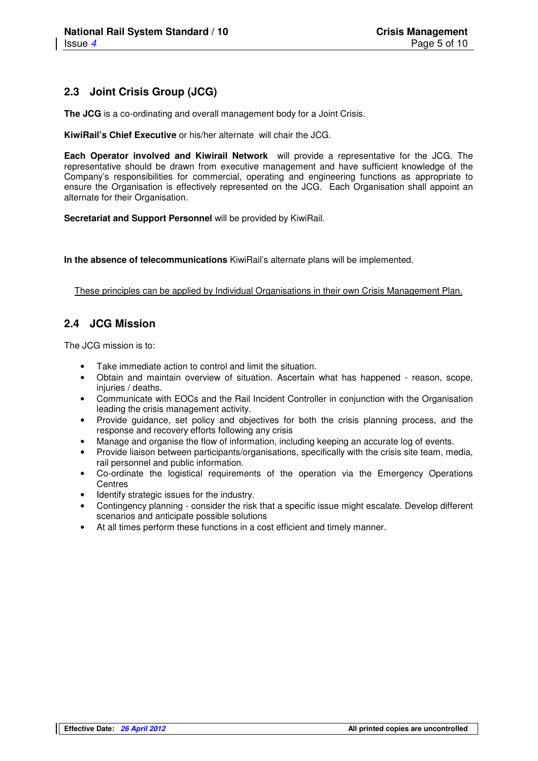## 2.3 Joint Crisis Group (JCG)

**The JCG** is a co-ordinating and overall management body for a Joint Crisis.

**KiwiRail's Chief Executive** or his/her alternate will chair the JCG.

**Each Operator involved and Kiwirail Network** will provide a representative for the JCG. The representative should be drawn from executive management and have sufficient knowledge of the Company's responsibilities for commercial, operating and engineering functions as appropriate to ensure the Organisation is effectively represented on the JCG. Each Organisation shall appoint an alternate for their Organisation.

**Secretariat and Support Personnel** will be provided by KiwiRail.

**In the absence of telecommunications** KiwiRail's alternate plans will be implemented.

<u>These principles can be applied by Individual Organisations in their own Crisis Management Plan.</u>

## 2.4 JCG Mission

The JCG mission is to:

- Take immediate action to control and limit the situation.
- Obtain and maintain overview of situation. Ascertain what has happened - reason, scope, injuries / deaths.
- Communicate with EOCs and the Rail Incident Controller in conjunction with the Organisation leading the crisis management activity.
- Provide guidance, set policy and objectives for both the crisis planning process, and the response and recovery efforts following any crisis
- Manage and organise the flow of information, including keeping an accurate log of events.
- Provide liaison between participants/organisations, specifically with the crisis site team, media, rail personnel and public information.
- Co-ordinate the logistical requirements of the operation via the Emergency Operations Centres
- Identify strategic issues for the industry.
- Contingency planning - consider the risk that a specific issue might escalate. Develop different scenarios and anticipate possible solutions
- At all times perform these functions in a cost efficient and timely manner.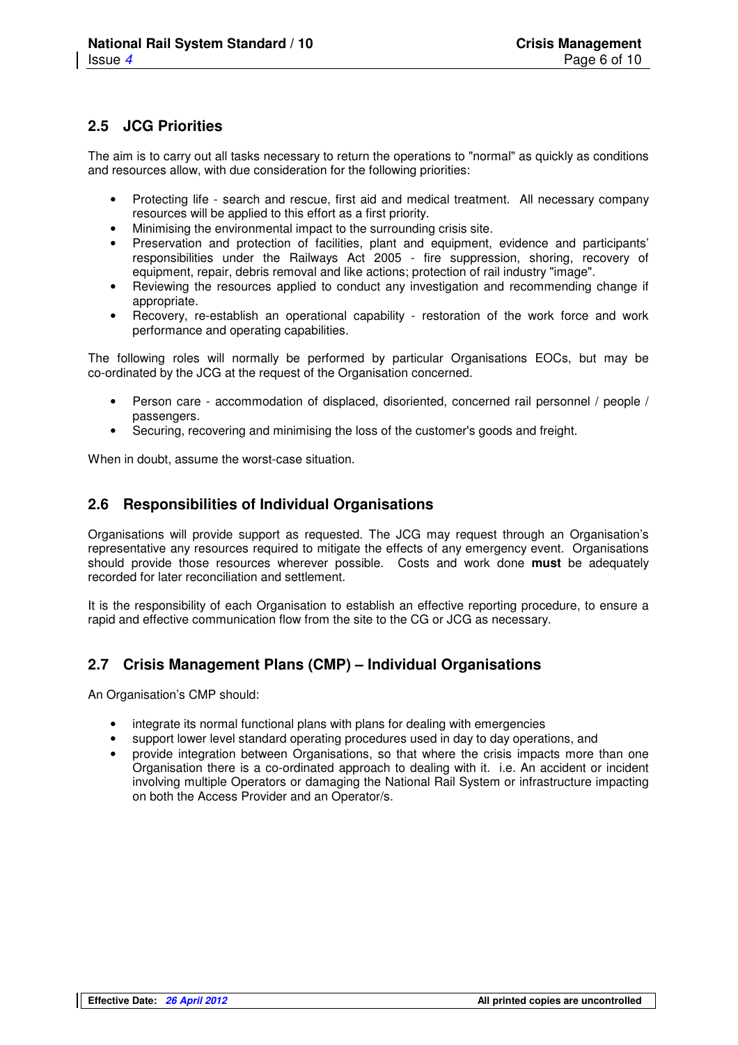## 2.5 JCG Priorities

The aim is to carry out all tasks necessary to return the operations to "normal" as quickly as conditions and resources allow, with due consideration for the following priorities:

- Protecting life - search and rescue, first aid and medical treatment. All necessary company resources will be applied to this effort as a first priority.
- Minimising the environmental impact to the surrounding crisis site.
- Preservation and protection of facilities, plant and equipment, evidence and participants' responsibilities under the Railways Act 2005 - fire suppression, shoring, recovery of equipment, repair, debris removal and like actions; protection of rail industry "image".
- Reviewing the resources applied to conduct any investigation and recommending change if appropriate.
- Recovery, re-establish an operational capability - restoration of the work force and work performance and operating capabilities.

The following roles will normally be performed by particular Organisations EOCs, but may be co-ordinated by the JCG at the request of the Organisation concerned.

- Person care - accommodation of displaced, disoriented, concerned rail personnel / people / passengers.
- Securing, recovering and minimising the loss of the customer's goods and freight.

When in doubt, assume the worst-case situation.

## 2.6 Responsibilities of Individual Organisations

Organisations will provide support as requested. The JCG may request through an Organisation's representative any resources required to mitigate the effects of any emergency event. Organisations should provide those resources wherever possible. Costs and work done **must** be adequately recorded for later reconciliation and settlement.

It is the responsibility of each Organisation to establish an effective reporting procedure, to ensure a rapid and effective communication flow from the site to the CG or JCG as necessary.

## 2.7 Crisis Management Plans (CMP) – Individual Organisations

An Organisation's CMP should:

- integrate its normal functional plans with plans for dealing with emergencies
- support lower level standard operating procedures used in day to day operations, and
- provide integration between Organisations, so that where the crisis impacts more than one Organisation there is a co-ordinated approach to dealing with it. i.e. An accident or incident involving multiple Operators or damaging the National Rail System or infrastructure impacting on both the Access Provider and an Operator/s.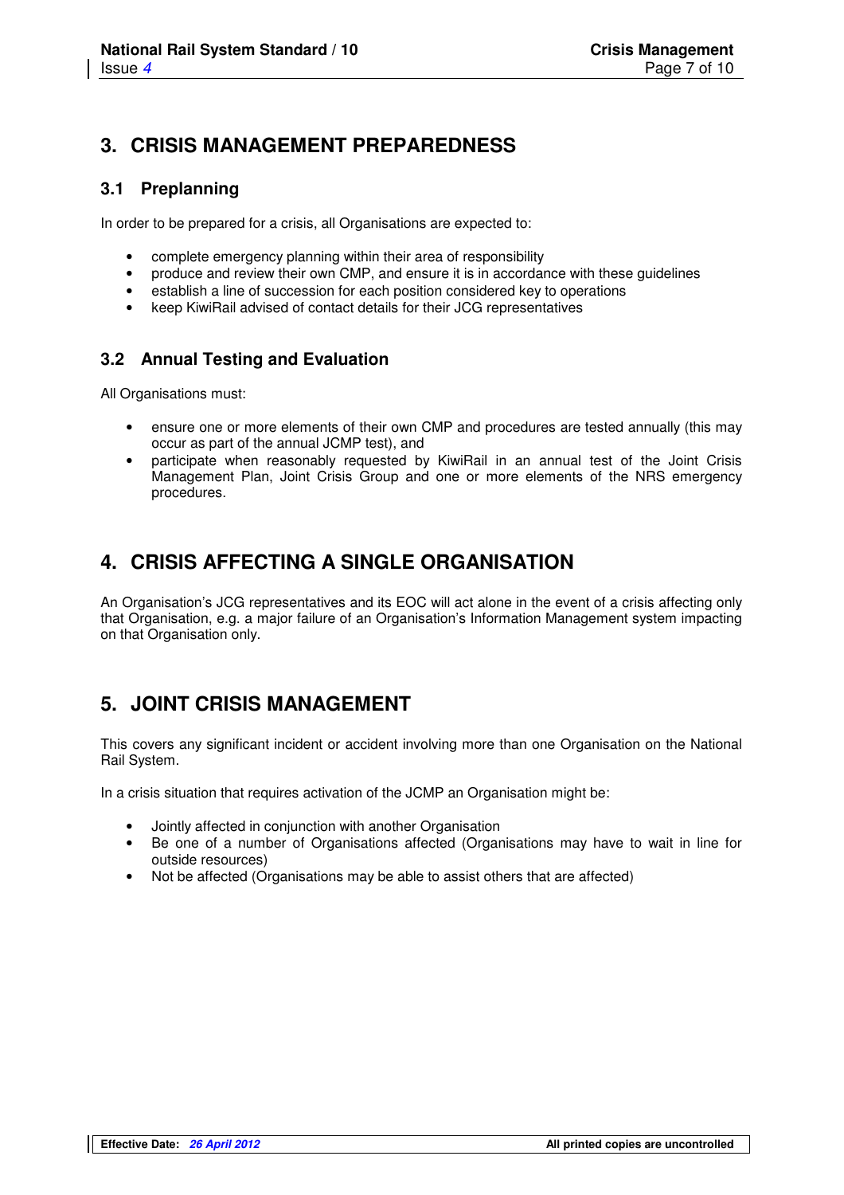# 3. CRISIS MANAGEMENT PREPAREDNESS

## 3.1 Preplanning

In order to be prepared for a crisis, all Organisations are expected to:

- complete emergency planning within their area of responsibility
- produce and review their own CMP, and ensure it is in accordance with these guidelines
- establish a line of succession for each position considered key to operations
- keep KiwiRail advised of contact details for their JCG representatives

## 3.2 Annual Testing and Evaluation

All Organisations must:

- ensure one or more elements of their own CMP and procedures are tested annually (this may occur as part of the annual JCMP test), and
- participate when reasonably requested by KiwiRail in an annual test of the Joint Crisis Management Plan, Joint Crisis Group and one or more elements of the NRS emergency procedures.

# 4. CRISIS AFFECTING A SINGLE ORGANISATION

An Organisation's JCG representatives and its EOC will act alone in the event of a crisis affecting only that Organisation, e.g. a major failure of an Organisation's Information Management system impacting on that Organisation only.

# 5. JOINT CRISIS MANAGEMENT

This covers any significant incident or accident involving more than one Organisation on the National Rail System.

In a crisis situation that requires activation of the JCMP an Organisation might be:

- Jointly affected in conjunction with another Organisation
- Be one of a number of Organisations affected (Organisations may have to wait in line for outside resources)
- Not be affected (Organisations may be able to assist others that are affected)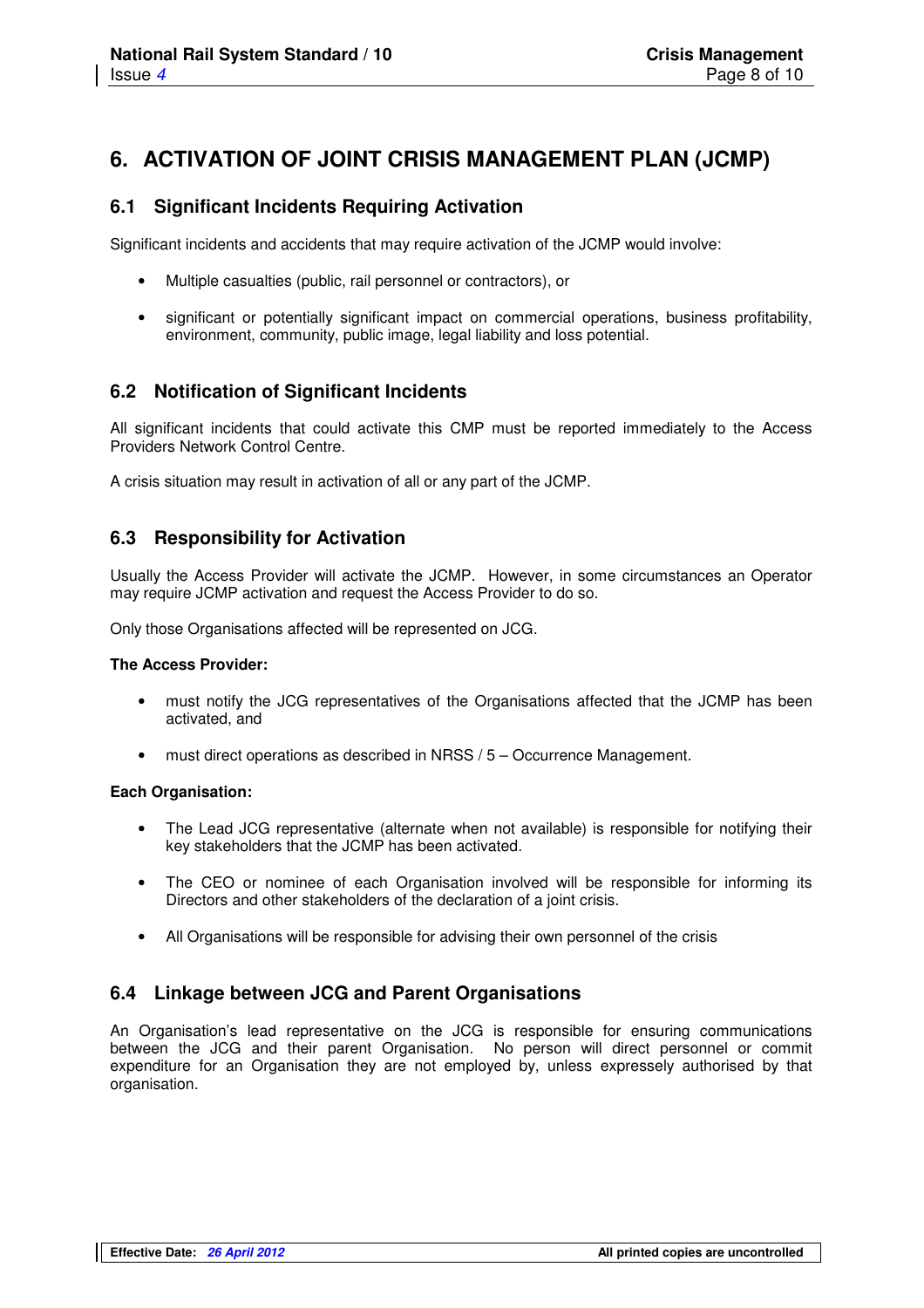# 6. ACTIVATION OF JOINT CRISIS MANAGEMENT PLAN (JCMP)

## 6.1 Significant Incidents Requiring Activation

Significant incidents and accidents that may require activation of the JCMP would involve:

- Multiple casualties (public, rail personnel or contractors), or
- significant or potentially significant impact on commercial operations, business profitability, environment, community, public image, legal liability and loss potential.

## 6.2 Notification of Significant Incidents

All significant incidents that could activate this CMP must be reported immediately to the Access Providers Network Control Centre.

A crisis situation may result in activation of all or any part of the JCMP.

## 6.3 Responsibility for Activation

Usually the Access Provider will activate the JCMP. However, in some circumstances an Operator may require JCMP activation and request the Access Provider to do so.

Only those Organisations affected will be represented on JCG.

**The Access Provider:**

- must notify the JCG representatives of the Organisations affected that the JCMP has been activated, and
- must direct operations as described in NRSS / 5 – Occurrence Management.

**Each Organisation:**

- The Lead JCG representative (alternate when not available) is responsible for notifying their key stakeholders that the JCMP has been activated.
- The CEO or nominee of each Organisation involved will be responsible for informing its Directors and other stakeholders of the declaration of a joint crisis.
- All Organisations will be responsible for advising their own personnel of the crisis

## 6.4 Linkage between JCG and Parent Organisations

An Organisation's lead representative on the JCG is responsible for ensuring communications between the JCG and their parent Organisation. No person will direct personnel or commit expenditure for an Organisation they are not employed by, unless expressely authorised by that organisation.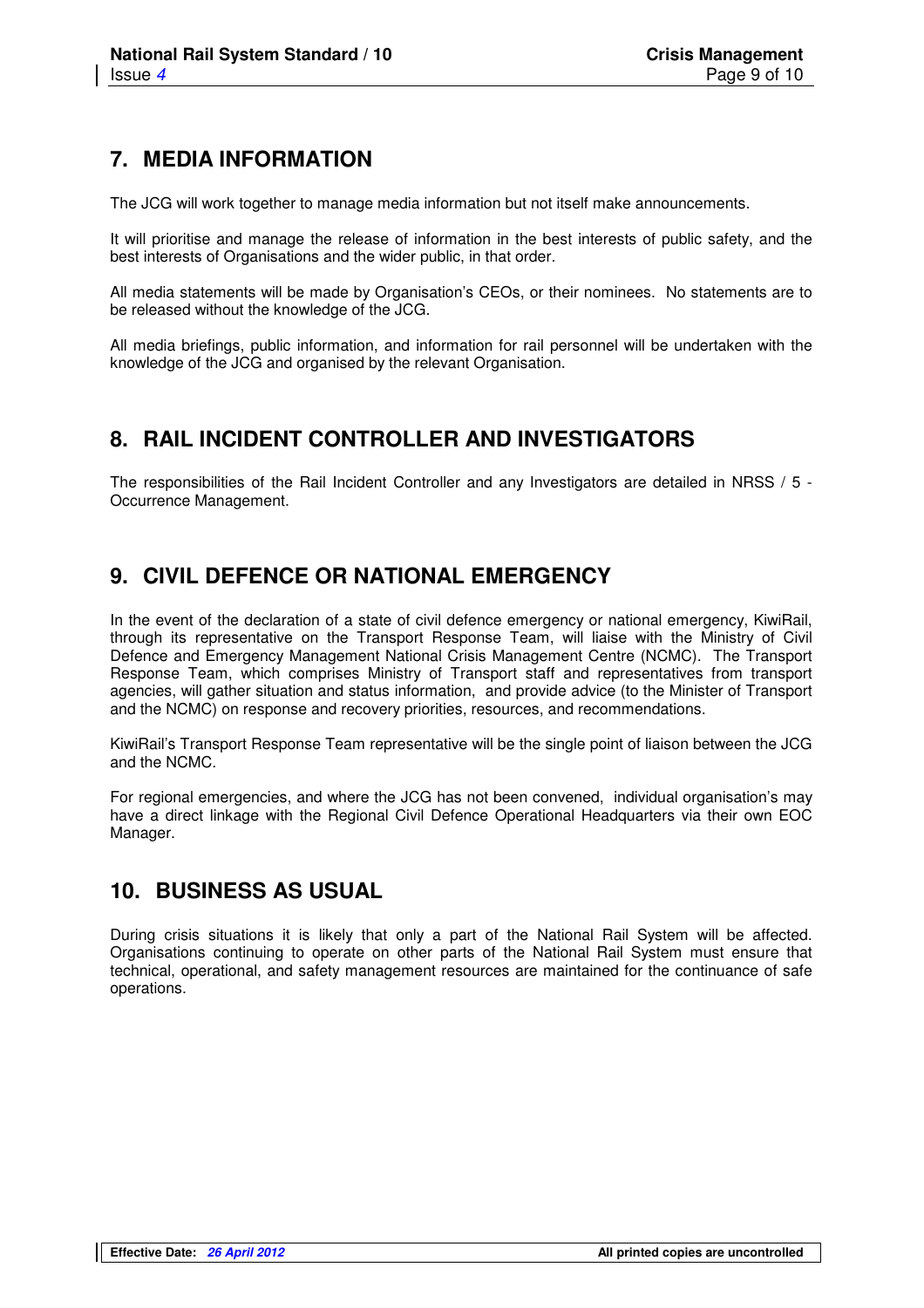## 7. MEDIA INFORMATION

The JCG will work together to manage media information but not itself make announcements.

It will prioritise and manage the release of information in the best interests of public safety, and the best interests of Organisations and the wider public, in that order.

All media statements will be made by Organisation's CEOs, or their nominees. No statements are to be released without the knowledge of the JCG.

All media briefings, public information, and information for rail personnel will be undertaken with the knowledge of the JCG and organised by the relevant Organisation.

## 8. RAIL INCIDENT CONTROLLER AND INVESTIGATORS

The responsibilities of the Rail Incident Controller and any Investigators are detailed in NRSS / 5 - Occurrence Management.

## 9. CIVIL DEFENCE OR NATIONAL EMERGENCY

In the event of the declaration of a state of civil defence emergency or national emergency, KiwiRail, through its representative on the Transport Response Team, will liaise with the Ministry of Civil Defence and Emergency Management National Crisis Management Centre (NCMC). The Transport Response Team, which comprises Ministry of Transport staff and representatives from transport agencies, will gather situation and status information, and provide advice (to the Minister of Transport and the NCMC) on response and recovery priorities, resources, and recommendations.

KiwiRail's Transport Response Team representative will be the single point of liaison between the JCG and the NCMC.

For regional emergencies, and where the JCG has not been convened, individual organisation's may have a direct linkage with the Regional Civil Defence Operational Headquarters via their own EOC Manager.

## 10. BUSINESS AS USUAL

During crisis situations it is likely that only a part of the National Rail System will be affected. Organisations continuing to operate on other parts of the National Rail System must ensure that technical, operational, and safety management resources are maintained for the continuance of safe operations.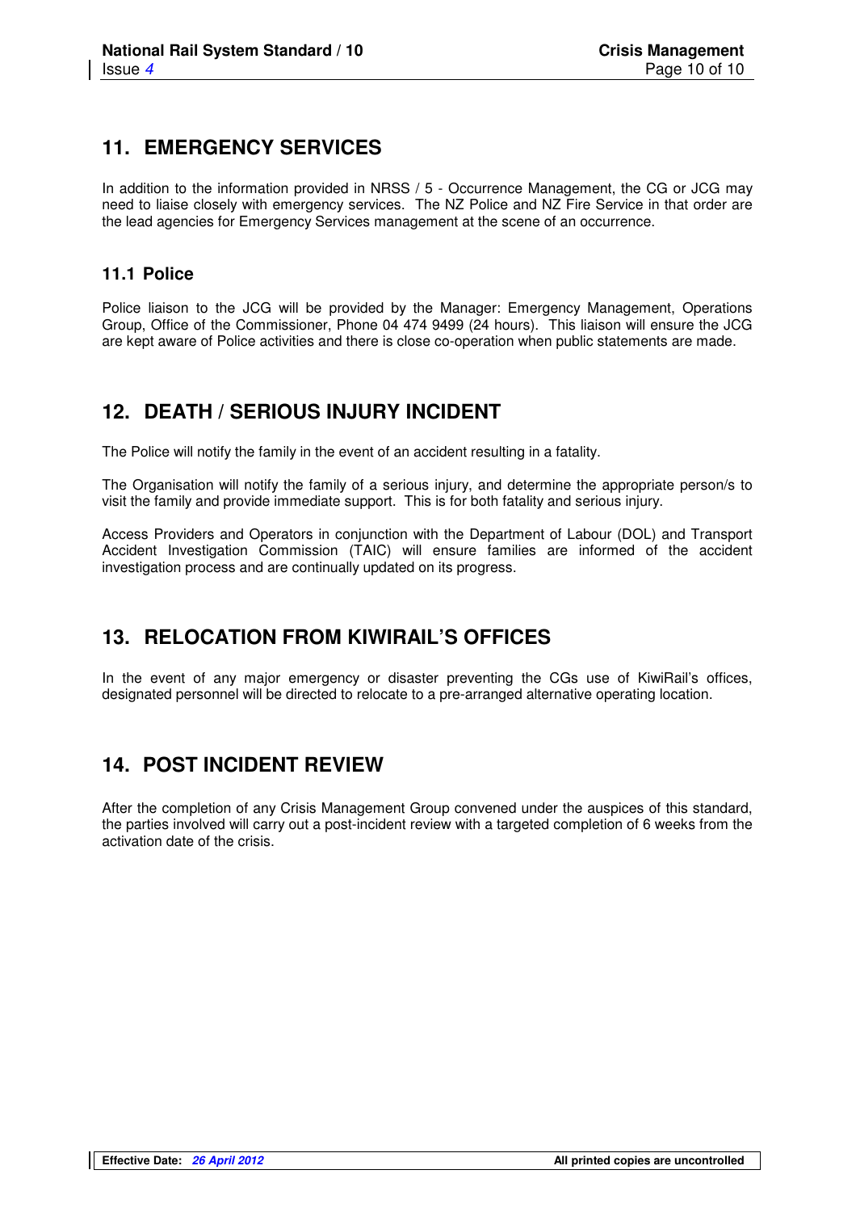## 11. EMERGENCY SERVICES

In addition to the information provided in NRSS / 5 - Occurrence Management, the CG or JCG may need to liaise closely with emergency services. The NZ Police and NZ Fire Service in that order are the lead agencies for Emergency Services management at the scene of an occurrence.

### 11.1 Police

Police liaison to the JCG will be provided by the Manager: Emergency Management, Operations Group, Office of the Commissioner, Phone 04 474 9499 (24 hours). This liaison will ensure the JCG are kept aware of Police activities and there is close co-operation when public statements are made.

## 12. DEATH / SERIOUS INJURY INCIDENT

The Police will notify the family in the event of an accident resulting in a fatality.

The Organisation will notify the family of a serious injury, and determine the appropriate person/s to visit the family and provide immediate support. This is for both fatality and serious injury.

Access Providers and Operators in conjunction with the Department of Labour (DOL) and Transport Accident Investigation Commission (TAIC) will ensure families are informed of the accident investigation process and are continually updated on its progress.

## 13. RELOCATION FROM KIWIRAIL'S OFFICES

In the event of any major emergency or disaster preventing the CGs use of KiwiRail's offices, designated personnel will be directed to relocate to a pre-arranged alternative operating location.

## 14. POST INCIDENT REVIEW

After the completion of any Crisis Management Group convened under the auspices of this standard, the parties involved will carry out a post-incident review with a targeted completion of 6 weeks from the activation date of the crisis.